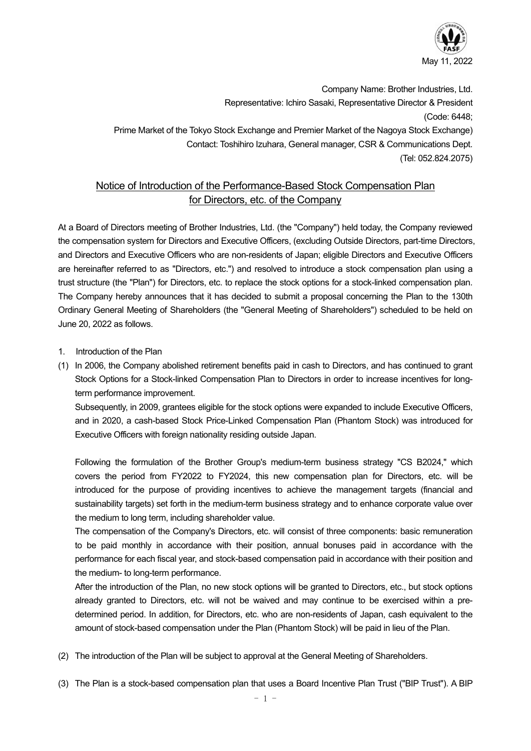May 11, 2022

Company Name: Brother Industries, Ltd.
Representative: Ichiro Sasaki, Representative Director & President
(Code: 6448;
Prime Market of the Tokyo Stock Exchange and Premier Market of the Nagoya Stock Exchange)
Contact: Toshihiro Izuhara, General manager, CSR & Communications Dept.
(Tel: 052.824.2075)

# Notice of Introduction of the Performance-Based Stock Compensation Plan for Directors, etc. of the Company

At a Board of Directors meeting of Brother Industries, Ltd. (the "Company") held today, the Company reviewed the compensation system for Directors and Executive Officers, (excluding Outside Directors, part-time Directors, and Directors and Executive Officers who are non-residents of Japan; eligible Directors and Executive Officers are hereinafter referred to as "Directors, etc.") and resolved to introduce a stock compensation plan using a trust structure (the "Plan") for Directors, etc. to replace the stock options for a stock-linked compensation plan. The Company hereby announces that it has decided to submit a proposal concerning the Plan to the 130th Ordinary General Meeting of Shareholders (the "General Meeting of Shareholders") scheduled to be held on June 20, 2022 as follows.

1. Introduction of the Plan

(1) In 2006, the Company abolished retirement benefits paid in cash to Directors, and has continued to grant Stock Options for a Stock-linked Compensation Plan to Directors in order to increase incentives for long-term performance improvement.
Subsequently, in 2009, grantees eligible for the stock options were expanded to include Executive Officers, and in 2020, a cash-based Stock Price-Linked Compensation Plan (Phantom Stock) was introduced for Executive Officers with foreign nationality residing outside Japan.

Following the formulation of the Brother Group's medium-term business strategy "CS B2024," which covers the period from FY2022 to FY2024, this new compensation plan for Directors, etc. will be introduced for the purpose of providing incentives to achieve the management targets (financial and sustainability targets) set forth in the medium-term business strategy and to enhance corporate value over the medium to long term, including shareholder value.
The compensation of the Company's Directors, etc. will consist of three components: basic remuneration to be paid monthly in accordance with their position, annual bonuses paid in accordance with the performance for each fiscal year, and stock-based compensation paid in accordance with their position and the medium- to long-term performance.
After the introduction of the Plan, no new stock options will be granted to Directors, etc., but stock options already granted to Directors, etc. will not be waived and may continue to be exercised within a pre-determined period. In addition, for Directors, etc. who are non-residents of Japan, cash equivalent to the amount of stock-based compensation under the Plan (Phantom Stock) will be paid in lieu of the Plan.

(2) The introduction of the Plan will be subject to approval at the General Meeting of Shareholders.

(3) The Plan is a stock-based compensation plan that uses a Board Incentive Plan Trust ("BIP Trust"). A BIP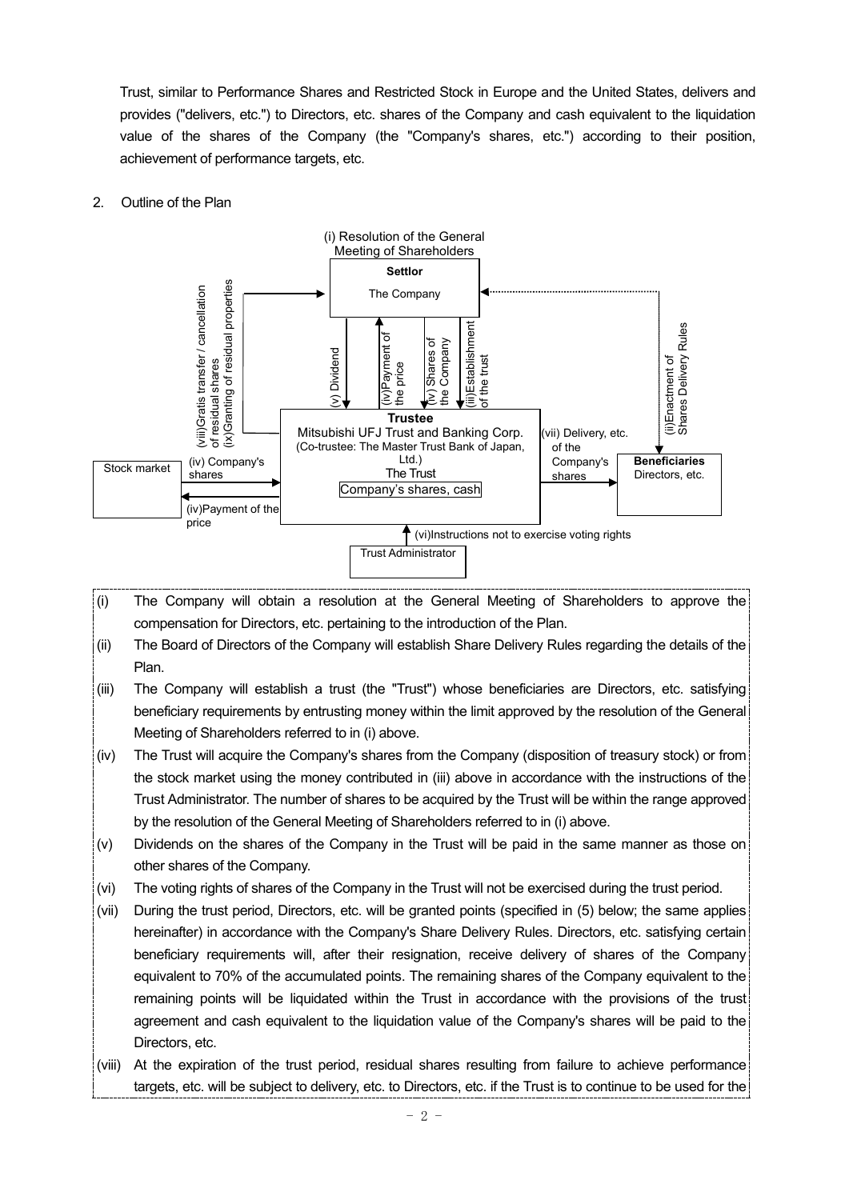Trust, similar to Performance Shares and Restricted Stock in Europe and the United States, delivers and provides ("delivers, etc.") to Directors, etc. shares of the Company and cash equivalent to the liquidation value of the shares of the Company (the "Company's shares, etc.") according to their position, achievement of performance targets, etc.

2. Outline of the Plan

(i) Resolution of the General Meeting of Shareholders

**Settlor**
The Company

(viii) Gratis transfer / cancellation of residual shares
(ix) Granting of residual properties
(v) Dividend
(iv) Payment of the price
(iv) Shares of the Company
(iii) Establishment of the trust
(ii) Enactment of Shares Delivery Rules

**Trustee**
Mitsubishi UFJ Trust and Banking Corp.
(Co-trustee: The Master Trust Bank of Japan, Ltd.)
The Trust
Company's shares, cash

Stock market
(iv) Company's shares
(iv) Payment of the price

(vii) Delivery, etc. of the Company's shares

**Beneficiaries**
Directors, etc.

(vi) Instructions not to exercise voting rights
Trust Administrator

(i) The Company will obtain a resolution at the General Meeting of Shareholders to approve the compensation for Directors, etc. pertaining to the introduction of the Plan.

(ii) The Board of Directors of the Company will establish Share Delivery Rules regarding the details of the Plan.

(iii) The Company will establish a trust (the "Trust") whose beneficiaries are Directors, etc. satisfying beneficiary requirements by entrusting money within the limit approved by the resolution of the General Meeting of Shareholders referred to in (i) above.

(iv) The Trust will acquire the Company's shares from the Company (disposition of treasury stock) or from the stock market using the money contributed in (iii) above in accordance with the instructions of the Trust Administrator. The number of shares to be acquired by the Trust will be within the range approved by the resolution of the General Meeting of Shareholders referred to in (i) above.

(v) Dividends on the shares of the Company in the Trust will be paid in the same manner as those on other shares of the Company.

(vi) The voting rights of shares of the Company in the Trust will not be exercised during the trust period.

(vii) During the trust period, Directors, etc. will be granted points (specified in (5) below; the same applies hereinafter) in accordance with the Company's Share Delivery Rules. Directors, etc. satisfying certain beneficiary requirements will, after their resignation, receive delivery of shares of the Company equivalent to 70% of the accumulated points. The remaining shares of the Company equivalent to the remaining points will be liquidated within the Trust in accordance with the provisions of the trust agreement and cash equivalent to the liquidation value of the Company's shares will be paid to the Directors, etc.

(viii) At the expiration of the trust period, residual shares resulting from failure to achieve performance targets, etc. will be subject to delivery, etc. to Directors, etc. if the Trust is to continue to be used for the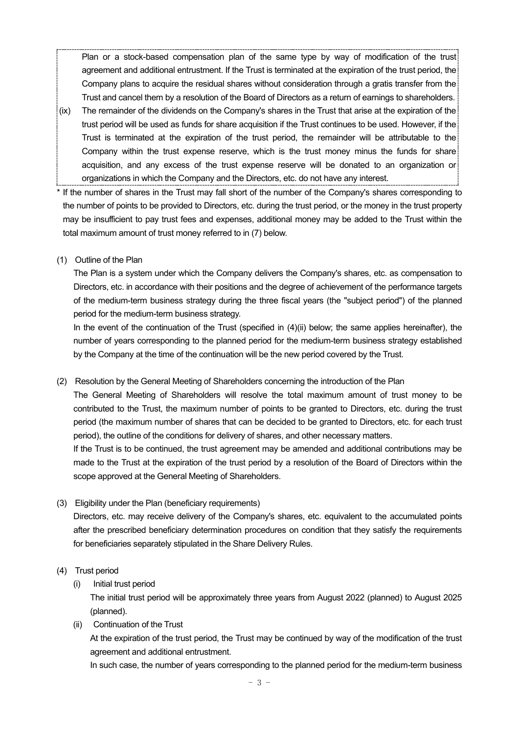Plan or a stock-based compensation plan of the same type by way of modification of the trust agreement and additional entrustment. If the Trust is terminated at the expiration of the trust period, the Company plans to acquire the residual shares without consideration through a gratis transfer from the Trust and cancel them by a resolution of the Board of Directors as a return of earnings to shareholders.

(ix) The remainder of the dividends on the Company's shares in the Trust that arise at the expiration of the trust period will be used as funds for share acquisition if the Trust continues to be used. However, if the Trust is terminated at the expiration of the trust period, the remainder will be attributable to the Company within the trust expense reserve, which is the trust money minus the funds for share acquisition, and any excess of the trust expense reserve will be donated to an organization or organizations in which the Company and the Directors, etc. do not have any interest.

* If the number of shares in the Trust may fall short of the number of the Company's shares corresponding to the number of points to be provided to Directors, etc. during the trust period, or the money in the trust property may be insufficient to pay trust fees and expenses, additional money may be added to the Trust within the total maximum amount of trust money referred to in (7) below.

(1) Outline of the Plan

The Plan is a system under which the Company delivers the Company's shares, etc. as compensation to Directors, etc. in accordance with their positions and the degree of achievement of the performance targets of the medium-term business strategy during the three fiscal years (the "subject period") of the planned period for the medium-term business strategy.

In the event of the continuation of the Trust (specified in (4)(ii) below; the same applies hereinafter), the number of years corresponding to the planned period for the medium-term business strategy established by the Company at the time of the continuation will be the new period covered by the Trust.

(2) Resolution by the General Meeting of Shareholders concerning the introduction of the Plan

The General Meeting of Shareholders will resolve the total maximum amount of trust money to be contributed to the Trust, the maximum number of points to be granted to Directors, etc. during the trust period (the maximum number of shares that can be decided to be granted to Directors, etc. for each trust period), the outline of the conditions for delivery of shares, and other necessary matters.

If the Trust is to be continued, the trust agreement may be amended and additional contributions may be made to the Trust at the expiration of the trust period by a resolution of the Board of Directors within the scope approved at the General Meeting of Shareholders.

(3) Eligibility under the Plan (beneficiary requirements)

Directors, etc. may receive delivery of the Company's shares, etc. equivalent to the accumulated points after the prescribed beneficiary determination procedures on condition that they satisfy the requirements for beneficiaries separately stipulated in the Share Delivery Rules.

(4) Trust period

(i) Initial trust period

The initial trust period will be approximately three years from August 2022 (planned) to August 2025 (planned).

(ii) Continuation of the Trust

At the expiration of the trust period, the Trust may be continued by way of the modification of the trust agreement and additional entrustment.

In such case, the number of years corresponding to the planned period for the medium-term business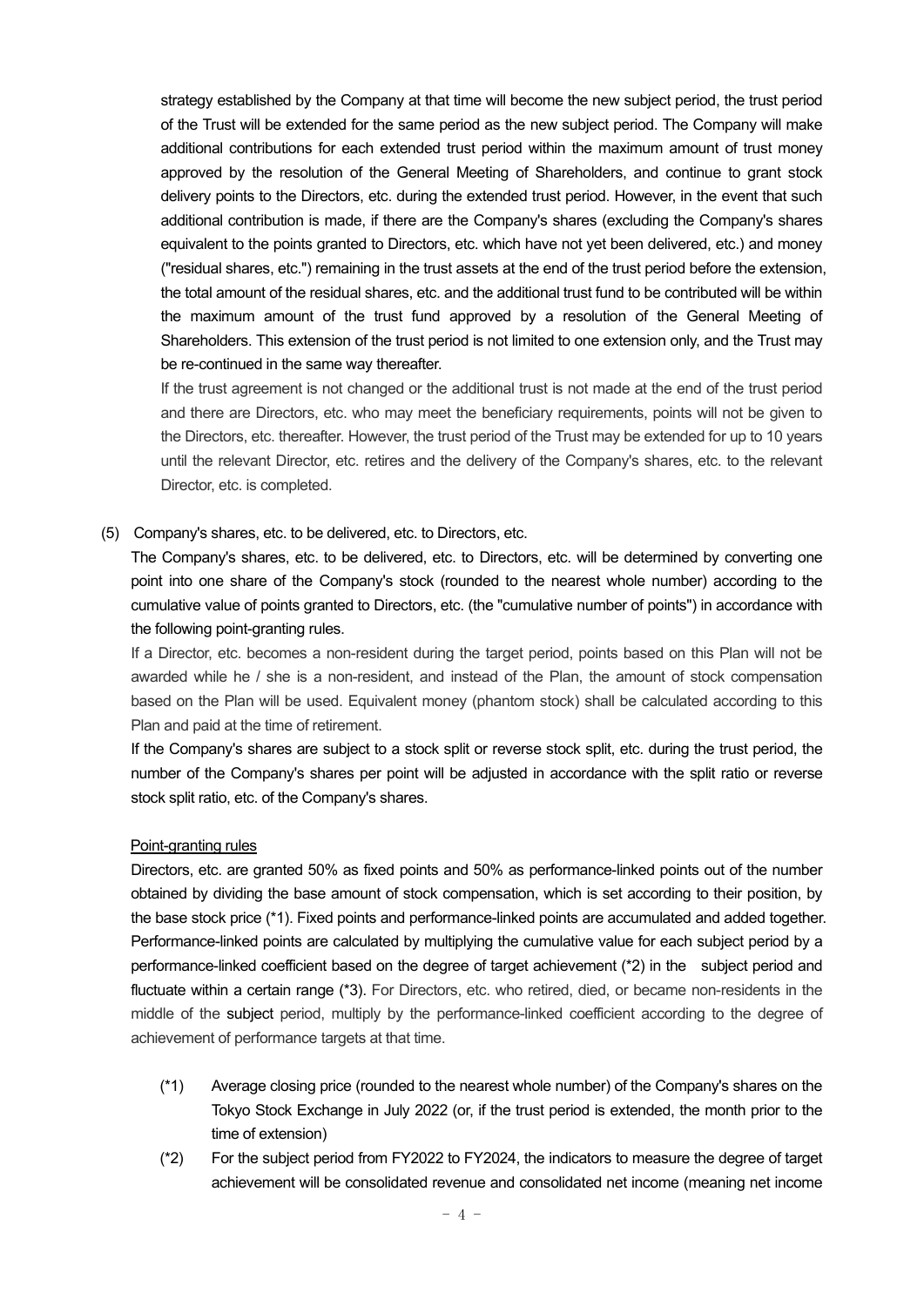strategy established by the Company at that time will become the new subject period, the trust period of the Trust will be extended for the same period as the new subject period. The Company will make additional contributions for each extended trust period within the maximum amount of trust money approved by the resolution of the General Meeting of Shareholders, and continue to grant stock delivery points to the Directors, etc. during the extended trust period. However, in the event that such additional contribution is made, if there are the Company's shares (excluding the Company's shares equivalent to the points granted to Directors, etc. which have not yet been delivered, etc.) and money ("residual shares, etc.") remaining in the trust assets at the end of the trust period before the extension, the total amount of the residual shares, etc. and the additional trust fund to be contributed will be within the maximum amount of the trust fund approved by a resolution of the General Meeting of Shareholders. This extension of the trust period is not limited to one extension only, and the Trust may be re-continued in the same way thereafter.

If the trust agreement is not changed or the additional trust is not made at the end of the trust period and there are Directors, etc. who may meet the beneficiary requirements, points will not be given to the Directors, etc. thereafter. However, the trust period of the Trust may be extended for up to 10 years until the relevant Director, etc. retires and the delivery of the Company's shares, etc. to the relevant Director, etc. is completed.

(5) Company's shares, etc. to be delivered, etc. to Directors, etc.

The Company's shares, etc. to be delivered, etc. to Directors, etc. will be determined by converting one point into one share of the Company's stock (rounded to the nearest whole number) according to the cumulative value of points granted to Directors, etc. (the "cumulative number of points") in accordance with the following point-granting rules.

If a Director, etc. becomes a non-resident during the target period, points based on this Plan will not be awarded while he / she is a non-resident, and instead of the Plan, the amount of stock compensation based on the Plan will be used. Equivalent money (phantom stock) shall be calculated according to this Plan and paid at the time of retirement.

If the Company's shares are subject to a stock split or reverse stock split, etc. during the trust period, the number of the Company's shares per point will be adjusted in accordance with the split ratio or reverse stock split ratio, etc. of the Company's shares.

Point-granting rules

Directors, etc. are granted 50% as fixed points and 50% as performance-linked points out of the number obtained by dividing the base amount of stock compensation, which is set according to their position, by the base stock price (*1). Fixed points and performance-linked points are accumulated and added together. Performance-linked points are calculated by multiplying the cumulative value for each subject period by a performance-linked coefficient based on the degree of target achievement (*2) in the subject period and fluctuate within a certain range (*3). For Directors, etc. who retired, died, or became non-residents in the middle of the subject period, multiply by the performance-linked coefficient according to the degree of achievement of performance targets at that time.

(*1) Average closing price (rounded to the nearest whole number) of the Company's shares on the Tokyo Stock Exchange in July 2022 (or, if the trust period is extended, the month prior to the time of extension)

(*2) For the subject period from FY2022 to FY2024, the indicators to measure the degree of target achievement will be consolidated revenue and consolidated net income (meaning net income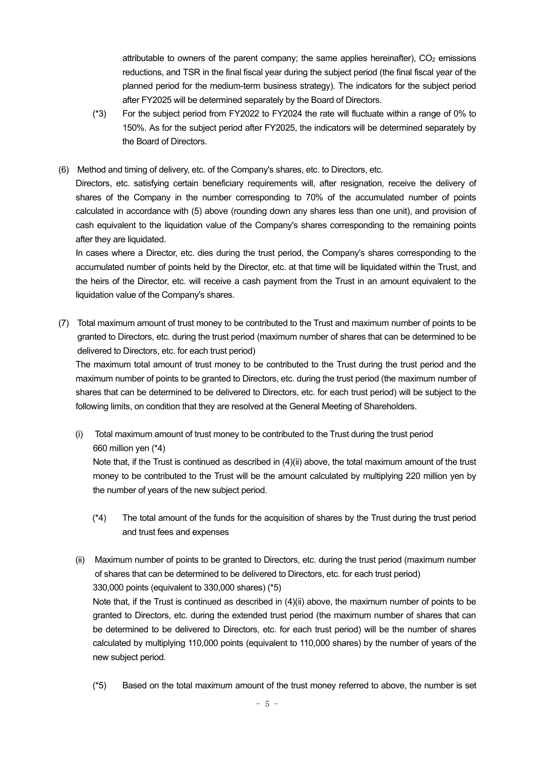attributable to owners of the parent company; the same applies hereinafter), $CO_2$ emissions reductions, and TSR in the final fiscal year during the subject period (the final fiscal year of the planned period for the medium-term business strategy). The indicators for the subject period after FY2025 will be determined separately by the Board of Directors.

(*3) For the subject period from FY2022 to FY2024 the rate will fluctuate within a range of 0% to 150%. As for the subject period after FY2025, the indicators will be determined separately by the Board of Directors.

(6) Method and timing of delivery, etc. of the Company's shares, etc. to Directors, etc.

Directors, etc. satisfying certain beneficiary requirements will, after resignation, receive the delivery of shares of the Company in the number corresponding to 70% of the accumulated number of points calculated in accordance with (5) above (rounding down any shares less than one unit), and provision of cash equivalent to the liquidation value of the Company's shares corresponding to the remaining points after they are liquidated.

In cases where a Director, etc. dies during the trust period, the Company's shares corresponding to the accumulated number of points held by the Director, etc. at that time will be liquidated within the Trust, and the heirs of the Director, etc. will receive a cash payment from the Trust in an amount equivalent to the liquidation value of the Company's shares.

(7) Total maximum amount of trust money to be contributed to the Trust and maximum number of points to be granted to Directors, etc. during the trust period (maximum number of shares that can be determined to be delivered to Directors, etc. for each trust period)

The maximum total amount of trust money to be contributed to the Trust during the trust period and the maximum number of points to be granted to Directors, etc. during the trust period (the maximum number of shares that can be determined to be delivered to Directors, etc. for each trust period) will be subject to the following limits, on condition that they are resolved at the General Meeting of Shareholders.

(i) Total maximum amount of trust money to be contributed to the Trust during the trust period

660 million yen (*4)

Note that, if the Trust is continued as described in (4)(ii) above, the total maximum amount of the trust money to be contributed to the Trust will be the amount calculated by multiplying 220 million yen by the number of years of the new subject period.

(*4) The total amount of the funds for the acquisition of shares by the Trust during the trust period and trust fees and expenses

(ii) Maximum number of points to be granted to Directors, etc. during the trust period (maximum number of shares that can be determined to be delivered to Directors, etc. for each trust period)

330,000 points (equivalent to 330,000 shares) (*5)

Note that, if the Trust is continued as described in (4)(ii) above, the maximum number of points to be granted to Directors, etc. during the extended trust period (the maximum number of shares that can be determined to be delivered to Directors, etc. for each trust period) will be the number of shares calculated by multiplying 110,000 points (equivalent to 110,000 shares) by the number of years of the new subject period.

(*5) Based on the total maximum amount of the trust money referred to above, the number is set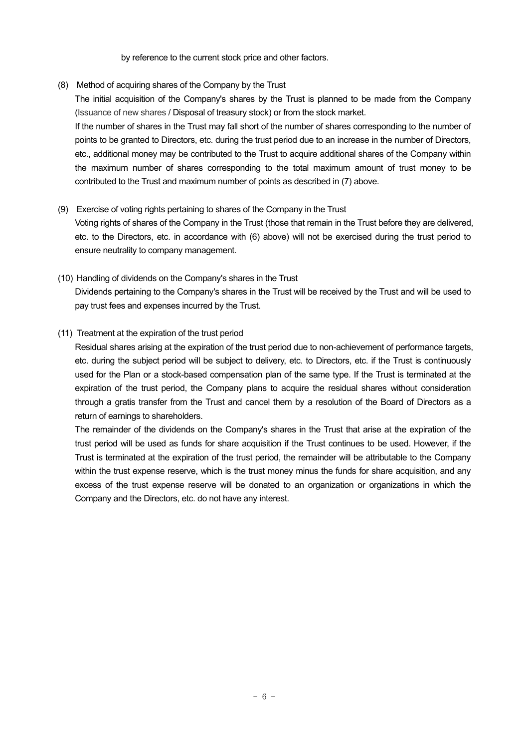by reference to the current stock price and other factors.

(8) Method of acquiring shares of the Company by the Trust

The initial acquisition of the Company's shares by the Trust is planned to be made from the Company (Issuance of new shares / Disposal of treasury stock) or from the stock market.

If the number of shares in the Trust may fall short of the number of shares corresponding to the number of points to be granted to Directors, etc. during the trust period due to an increase in the number of Directors, etc., additional money may be contributed to the Trust to acquire additional shares of the Company within the maximum number of shares corresponding to the total maximum amount of trust money to be contributed to the Trust and maximum number of points as described in (7) above.

(9) Exercise of voting rights pertaining to shares of the Company in the Trust

Voting rights of shares of the Company in the Trust (those that remain in the Trust before they are delivered, etc. to the Directors, etc. in accordance with (6) above) will not be exercised during the trust period to ensure neutrality to company management.

(10) Handling of dividends on the Company's shares in the Trust

Dividends pertaining to the Company's shares in the Trust will be received by the Trust and will be used to pay trust fees and expenses incurred by the Trust.

(11) Treatment at the expiration of the trust period

Residual shares arising at the expiration of the trust period due to non-achievement of performance targets, etc. during the subject period will be subject to delivery, etc. to Directors, etc. if the Trust is continuously used for the Plan or a stock-based compensation plan of the same type. If the Trust is terminated at the expiration of the trust period, the Company plans to acquire the residual shares without consideration through a gratis transfer from the Trust and cancel them by a resolution of the Board of Directors as a return of earnings to shareholders.

The remainder of the dividends on the Company's shares in the Trust that arise at the expiration of the trust period will be used as funds for share acquisition if the Trust continues to be used. However, if the Trust is terminated at the expiration of the trust period, the remainder will be attributable to the Company within the trust expense reserve, which is the trust money minus the funds for share acquisition, and any excess of the trust expense reserve will be donated to an organization or organizations in which the Company and the Directors, etc. do not have any interest.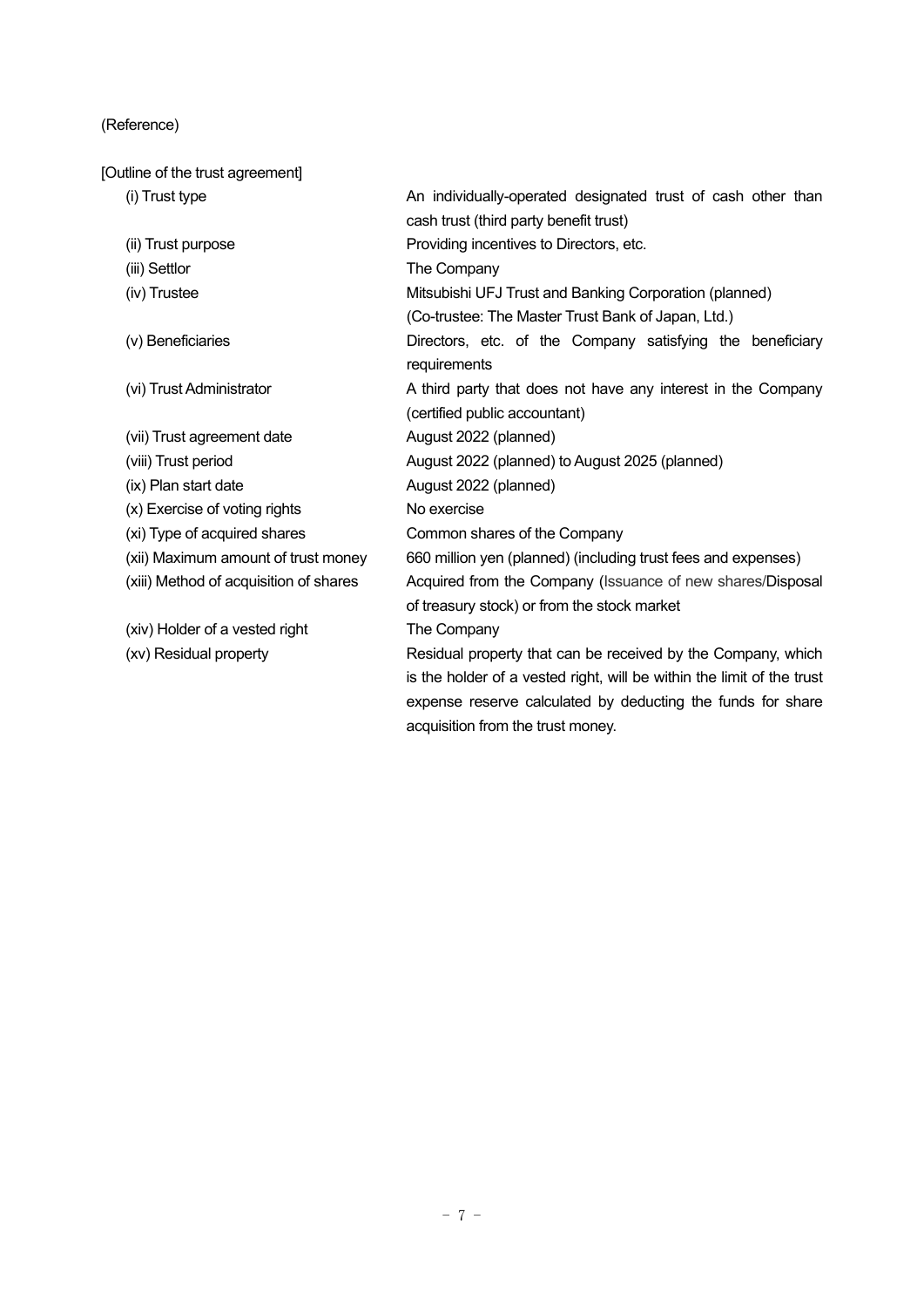(Reference)

[Outline of the trust agreement]

| | |
|---|---|
| (i) Trust type | An individually-operated designated trust of cash other than cash trust (third party benefit trust) |
| (ii) Trust purpose | Providing incentives to Directors, etc. |
| (iii) Settlor | The Company |
| (iv) Trustee | Mitsubishi UFJ Trust and Banking Corporation (planned) (Co-trustee: The Master Trust Bank of Japan, Ltd.) |
| (v) Beneficiaries | Directors, etc. of the Company satisfying the beneficiary requirements |
| (vi) Trust Administrator | A third party that does not have any interest in the Company (certified public accountant) |
| (vii) Trust agreement date | August 2022 (planned) |
| (viii) Trust period | August 2022 (planned) to August 2025 (planned) |
| (ix) Plan start date | August 2022 (planned) |
| (x) Exercise of voting rights | No exercise |
| (xi) Type of acquired shares | Common shares of the Company |
| (xii) Maximum amount of trust money | 660 million yen (planned) (including trust fees and expenses) |
| (xiii) Method of acquisition of shares | Acquired from the Company (Issuance of new shares/Disposal of treasury stock) or from the stock market |
| (xiv) Holder of a vested right | The Company |
| (xv) Residual property | Residual property that can be received by the Company, which is the holder of a vested right, will be within the limit of the trust expense reserve calculated by deducting the funds for share acquisition from the trust money. |